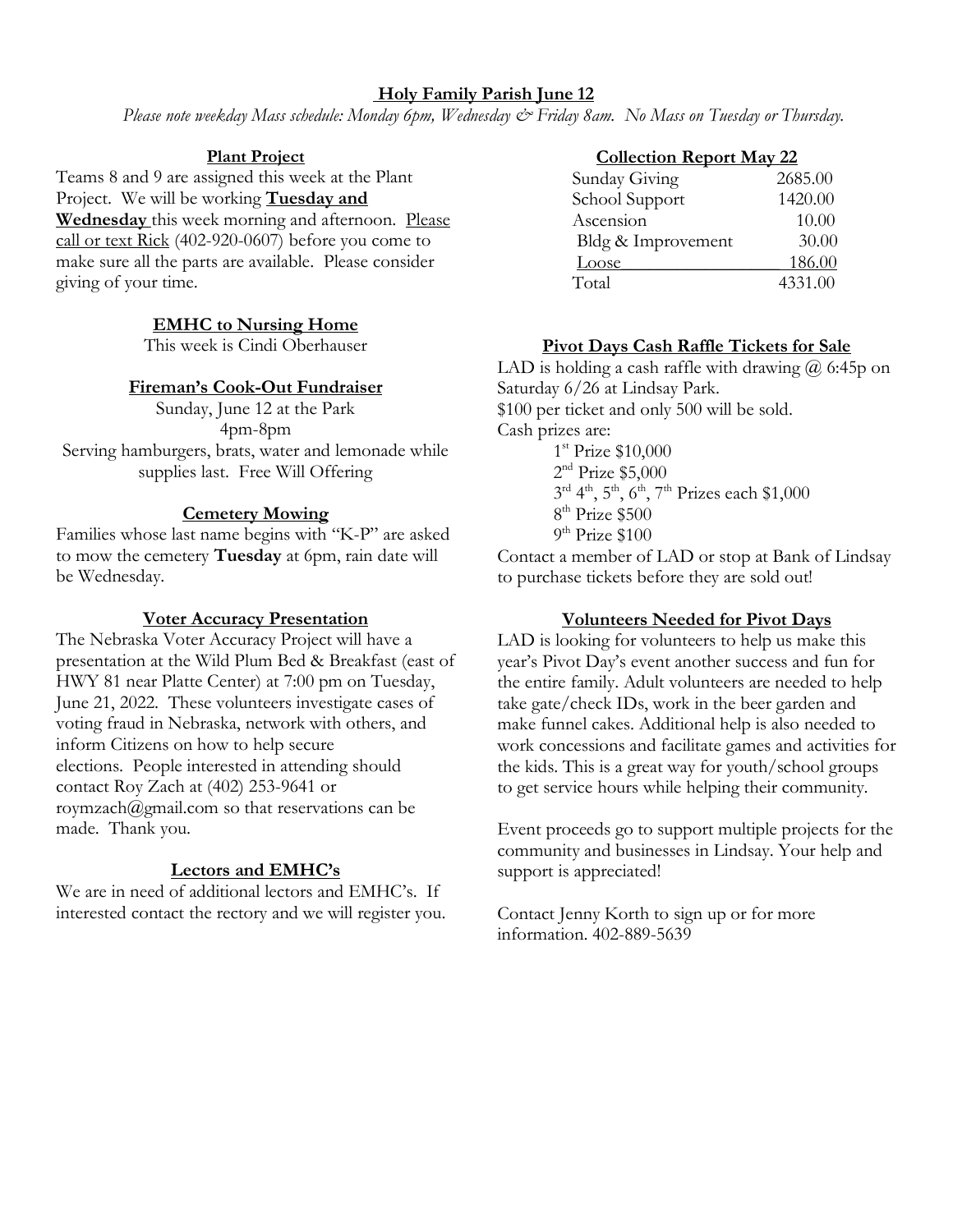## Holy Family Parish June 12

*Please note weekday Mass schedule: Monday 6pm, Wednesday & Friday 8am. No Mass on Tuesday or Thursday.*

### Plant Project

Teams 8 and 9 are assigned this week at the Plant Project. We will be working **Tuesday and Wednesday** this week morning and afternoon. Please call or text Rick (402-920-0607) before you come to make sure all the parts are available. Please consider giving of your time.

### EMHC to Nursing Home

This week is Cindi Oberhauser

### Fireman's Cook-Out Fundraiser

Sunday, June 12 at the Park
4pm-8pm
Serving hamburgers, brats, water and lemonade while supplies last. Free Will Offering

### Cemetery Mowing

Families whose last name begins with "K-P" are asked to mow the cemetery **Tuesday** at 6pm, rain date will be Wednesday.

### Voter Accuracy Presentation

The Nebraska Voter Accuracy Project will have a presentation at the Wild Plum Bed & Breakfast (east of HWY 81 near Platte Center) at 7:00 pm on Tuesday, June 21, 2022. These volunteers investigate cases of voting fraud in Nebraska, network with others, and inform Citizens on how to help secure elections. People interested in attending should contact Roy Zach at (402) 253-9641 or roymzach@gmail.com so that reservations can be made. Thank you.

### Lectors and EMHC's

We are in need of additional lectors and EMHC's. If interested contact the rectory and we will register you.

### Collection Report May 22

| | |
|---|---|
| Sunday Giving | 2685.00 |
| School Support | 1420.00 |
| Ascension | 10.00 |
| Bldg & Improvement | 30.00 |
| Loose | 186.00 |
| Total | 4331.00 |

### Pivot Days Cash Raffle Tickets for Sale

LAD is holding a cash raffle with drawing @ 6:45p on Saturday 6/26 at Lindsay Park.
$100 per ticket and only 500 will be sold.
Cash prizes are:

- 1st Prize $10,000
- 2nd Prize $5,000
- 3rd 4th, 5th, 6th, 7th Prizes each $1,000
- 8th Prize $500
- 9th Prize $100

Contact a member of LAD or stop at Bank of Lindsay to purchase tickets before they are sold out!

### Volunteers Needed for Pivot Days

LAD is looking for volunteers to help us make this year's Pivot Day's event another success and fun for the entire family. Adult volunteers are needed to help take gate/check IDs, work in the beer garden and make funnel cakes. Additional help is also needed to work concessions and facilitate games and activities for the kids. This is a great way for youth/school groups to get service hours while helping their community.

Event proceeds go to support multiple projects for the community and businesses in Lindsay. Your help and support is appreciated!

Contact Jenny Korth to sign up or for more information. 402-889-5639